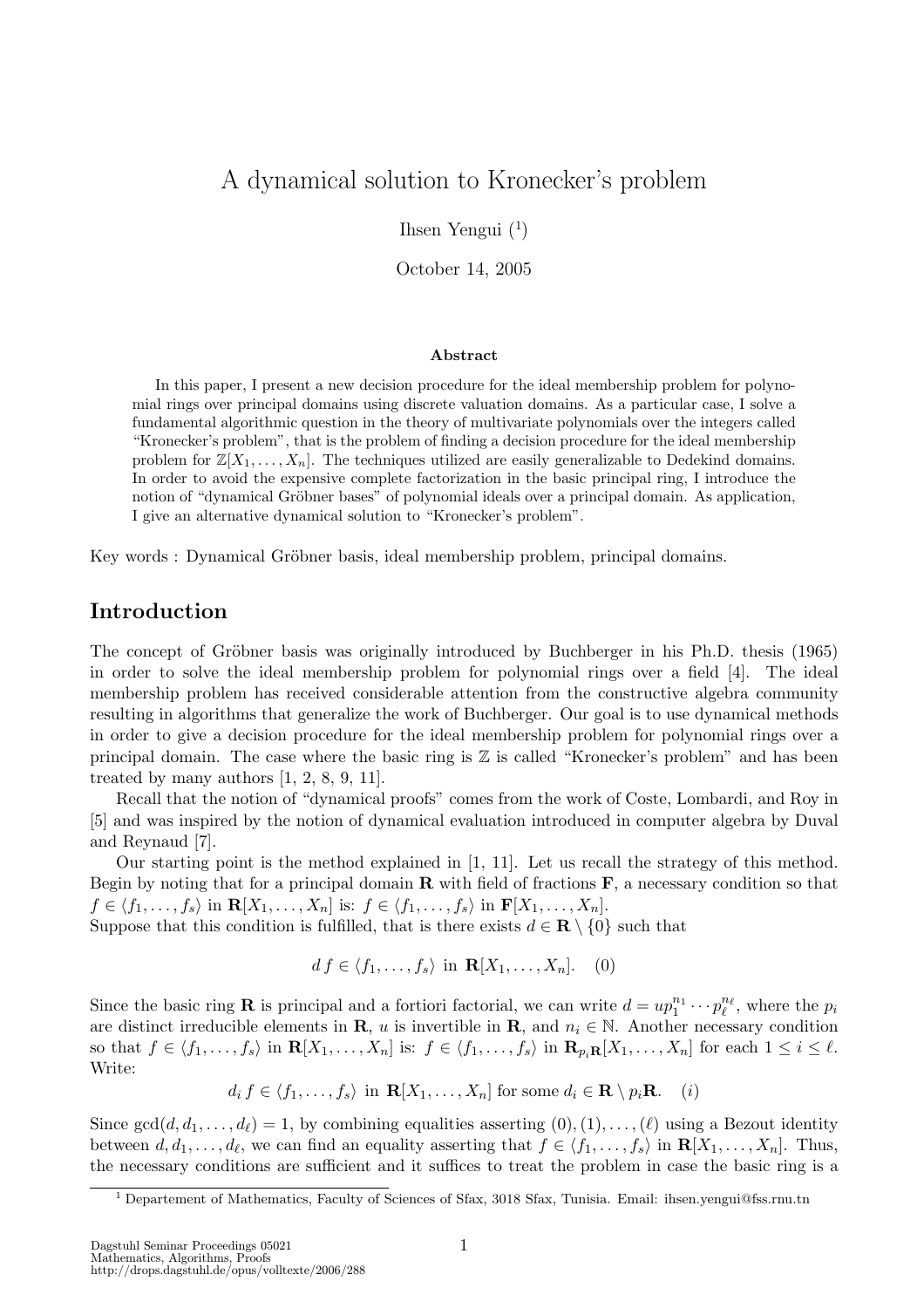# A dynamical solution to Kronecker's problem

Ihsen Yengui ([1])

October 14, 2005

**Abstract**

In this paper, I present a new decision procedure for the ideal membership problem for polynomial rings over principal domains using discrete valuation domains. As a particular case, I solve a fundamental algorithmic question in the theory of multivariate polynomials over the integers called "Kronecker's problem", that is the problem of finding a decision procedure for the ideal membership problem for $\mathbb{Z}[X_1, \ldots, X_n]$. The techniques utilized are easily generalizable to Dedekind domains. In order to avoid the expensive complete factorization in the basic principal ring, I introduce the notion of "dynamical Gröbner bases" of polynomial ideals over a principal domain. As application, I give an alternative dynamical solution to "Kronecker's problem".

Key words : Dynamical Gröbner basis, ideal membership problem, principal domains.

## Introduction

The concept of Gröbner basis was originally introduced by Buchberger in his Ph.D. thesis (1965) in order to solve the ideal membership problem for polynomial rings over a field [4]. The ideal membership problem has received considerable attention from the constructive algebra community resulting in algorithms that generalize the work of Buchberger. Our goal is to use dynamical methods in order to give a decision procedure for the ideal membership problem for polynomial rings over a principal domain. The case where the basic ring is $\mathbb{Z}$ is called "Kronecker's problem" and has been treated by many authors [1, 2, 8, 9, 11].

Recall that the notion of "dynamical proofs" comes from the work of Coste, Lombardi, and Roy in [5] and was inspired by the notion of dynamical evaluation introduced in computer algebra by Duval and Reynaud [7].

Our starting point is the method explained in [1, 11]. Let us recall the strategy of this method. Begin by noting that for a principal domain $\mathbf{R}$ with field of fractions $\mathbf{F}$, a necessary condition so that $f \in \langle f_1, \ldots, f_s \rangle$ in $\mathbf{R}[X_1, \ldots, X_n]$ is: $f \in \langle f_1, \ldots, f_s \rangle$ in $\mathbf{F}[X_1, \ldots, X_n]$.
Suppose that this condition is fulfilled, that is there exists $d \in \mathbf{R} \setminus \{0\}$ such that

$$d\, f \in \langle f_1, \ldots, f_s \rangle \text{ in } \mathbf{R}[X_1, \ldots, X_n]. \quad (0)$$

Since the basic ring $\mathbf{R}$ is principal and a fortiori factorial, we can write $d = u p_1^{n_1} \cdots p_\ell^{n_\ell}$, where the $p_i$ are distinct irreducible elements in $\mathbf{R}$, $u$ is invertible in $\mathbf{R}$, and $n_i \in \mathbb{N}$. Another necessary condition so that $f \in \langle f_1, \ldots, f_s \rangle$ in $\mathbf{R}[X_1, \ldots, X_n]$ is: $f \in \langle f_1, \ldots, f_s \rangle$ in $\mathbf{R}_{p_i\mathbf{R}}[X_1, \ldots, X_n]$ for each $1 \le i \le \ell$. Write:

$$d_i\, f \in \langle f_1, \ldots, f_s \rangle \text{ in } \mathbf{R}[X_1, \ldots, X_n] \text{ for some } d_i \in \mathbf{R} \setminus p_i\mathbf{R}. \quad (i)$$

Since $\gcd(d, d_1, \ldots, d_\ell) = 1$, by combining equalities asserting $(0), (1), \ldots, (\ell)$ using a Bezout identity between $d, d_1, \ldots, d_\ell$, we can find an equality asserting that $f \in \langle f_1, \ldots, f_s \rangle$ in $\mathbf{R}[X_1, \ldots, X_n]$. Thus, the necessary conditions are sufficient and it suffices to treat the problem in case the basic ring is a

[1] Departement of Mathematics, Faculty of Sciences of Sfax, 3018 Sfax, Tunisia. Email: ihsen.yengui@fss.rnu.tn

Dagstuhl Seminar Proceedings 05021
Mathematics, Algorithms, Proofs
http://drops.dagstuhl.de/opus/volltexte/2006/288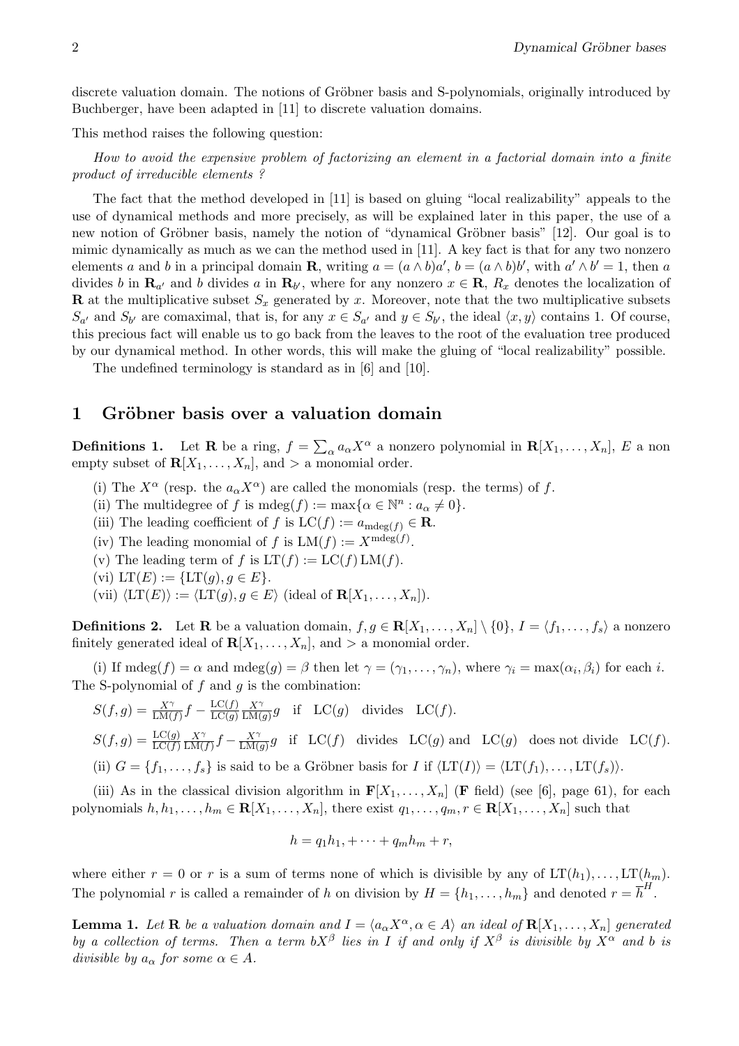discrete valuation domain. The notions of Gröbner basis and S-polynomials, originally introduced by Buchberger, have been adapted in [11] to discrete valuation domains.

This method raises the following question:

*How to avoid the expensive problem of factorizing an element in a factorial domain into a finite product of irreducible elements ?*

The fact that the method developed in [11] is based on gluing "local realizability" appeals to the use of dynamical methods and more precisely, as will be explained later in this paper, the use of a new notion of Gröbner basis, namely the notion of "dynamical Gröbner basis" [12]. Our goal is to mimic dynamically as much as we can the method used in [11]. A key fact is that for any two nonzero elements $a$ and $b$ in a principal domain $\mathbf{R}$, writing $a = (a \wedge b)a'$, $b = (a \wedge b)b'$, with $a' \wedge b' = 1$, then $a$ divides $b$ in $\mathbf{R}_{a'}$ and $b$ divides $a$ in $\mathbf{R}_{b'}$, where for any nonzero $x \in \mathbf{R}$, $\mathbf{R}_x$ denotes the localization of $\mathbf{R}$ at the multiplicative subset $S_x$ generated by $x$. Moreover, note that the two multiplicative subsets $S_{a'}$ and $S_{b'}$ are comaximal, that is, for any $x \in S_{a'}$ and $y \in S_{b'}$, the ideal $\langle x, y\rangle$ contains 1. Of course, this precious fact will enable us to go back from the leaves to the root of the evaluation tree produced by our dynamical method. In other words, this will make the gluing of "local realizability" possible.

The undefined terminology is standard as in [6] and [10].

## 1 Gröbner basis over a valuation domain

**Definitions 1.** Let $\mathbf{R}$ be a ring, $f = \sum_\alpha a_\alpha X^\alpha$ a nonzero polynomial in $\mathbf{R}[X_1, \ldots, X_n]$, $E$ a non empty subset of $\mathbf{R}[X_1, \ldots, X_n]$, and $>$ a monomial order.

(i) The $X^\alpha$ (resp. the $a_\alpha X^\alpha$) are called the monomials (resp. the terms) of $f$.

(ii) The multidegree of $f$ is $\mathrm{mdeg}(f) := \max\{\alpha \in \mathbb{N}^n : a_\alpha \neq 0\}$.

(iii) The leading coefficient of $f$ is $\mathrm{LC}(f) := a_{\mathrm{mdeg}(f)} \in \mathbf{R}$.

(iv) The leading monomial of $f$ is $\mathrm{LM}(f) := X^{\mathrm{mdeg}(f)}$.

(v) The leading term of $f$ is $\mathrm{LT}(f) := \mathrm{LC}(f)\,\mathrm{LM}(f)$.

(vi) $\mathrm{LT}(E) := \{\mathrm{LT}(g), g \in E\}$.

(vii) $\langle \mathrm{LT}(E)\rangle := \langle \mathrm{LT}(g), g \in E\rangle$ (ideal of $\mathbf{R}[X_1, \ldots, X_n]$).

**Definitions 2.** Let $\mathbf{R}$ be a valuation domain, $f, g \in \mathbf{R}[X_1, \ldots, X_n] \setminus \{0\}$, $I = \langle f_1, \ldots, f_s\rangle$ a nonzero finitely generated ideal of $\mathbf{R}[X_1, \ldots, X_n]$, and $>$ a monomial order.

(i) If $\mathrm{mdeg}(f) = \alpha$ and $\mathrm{mdeg}(g) = \beta$ then let $\gamma = (\gamma_1, \ldots, \gamma_n)$, where $\gamma_i = \max(\alpha_i, \beta_i)$ for each $i$. The S-polynomial of $f$ and $g$ is the combination:

$S(f,g) = \frac{X^\gamma}{\mathrm{LM}(f)} f - \frac{\mathrm{LC}(f)}{\mathrm{LC}(g)} \frac{X^\gamma}{\mathrm{LM}(g)} g$ if $\mathrm{LC}(g)$ divides $\mathrm{LC}(f)$.

$S(f,g) = \frac{\mathrm{LC}(g)}{\mathrm{LC}(f)} \frac{X^\gamma}{\mathrm{LM}(f)} f - \frac{X^\gamma}{\mathrm{LM}(g)} g$ if $\mathrm{LC}(f)$ divides $\mathrm{LC}(g)$ and $\mathrm{LC}(g)$ does not divide $\mathrm{LC}(f)$.

(ii) $G = \{f_1, \ldots, f_s\}$ is said to be a Gröbner basis for $I$ if $\langle \mathrm{LT}(I)\rangle = \langle \mathrm{LT}(f_1), \ldots, \mathrm{LT}(f_s)\rangle$.

(iii) As in the classical division algorithm in $\mathbf{F}[X_1, \ldots, X_n]$ ($\mathbf{F}$ field) (see [6], page 61), for each polynomials $h, h_1, \ldots, h_m \in \mathbf{R}[X_1, \ldots, X_n]$, there exist $q_1, \ldots, q_m, r \in \mathbf{R}[X_1, \ldots, X_n]$ such that

$$h = q_1 h_1, + \cdots + q_m h_m + r,$$

where either $r = 0$ or $r$ is a sum of terms none of which is divisible by any of $\mathrm{LT}(h_1), \ldots, \mathrm{LT}(h_m)$. The polynomial $r$ is called a remainder of $h$ on division by $H = \{h_1, \ldots, h_m\}$ and denoted $r = \overline{h}^H$.

**Lemma 1.** *Let $\mathbf{R}$ be a valuation domain and $I = \langle a_\alpha X^\alpha, \alpha \in A\rangle$ an ideal of $\mathbf{R}[X_1, \ldots, X_n]$ generated by a collection of terms. Then a term $bX^\beta$ lies in $I$ if and only if $X^\beta$ is divisible by $X^\alpha$ and $b$ is divisible by $a_\alpha$ for some $\alpha \in A$.*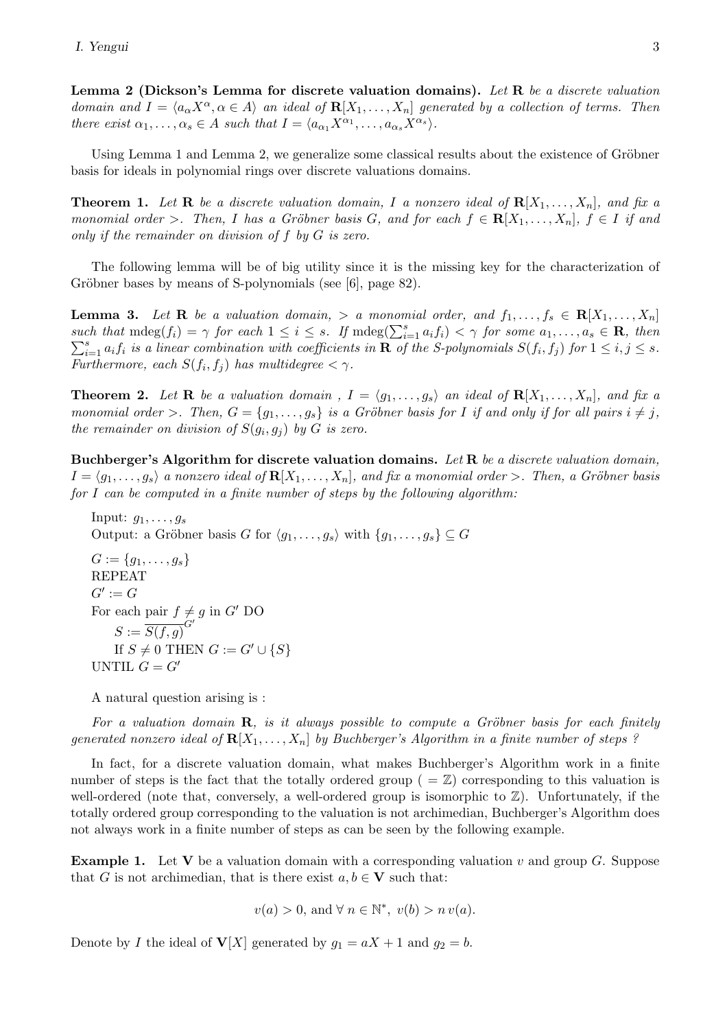**Lemma 2 (Dickson's Lemma for discrete valuation domains).** *Let* $\mathbf{R}$ *be a discrete valuation domain and* $I = \langle a_\alpha X^\alpha, \alpha \in A\rangle$ *an ideal of* $\mathbf{R}[X_1, \dots, X_n]$ *generated by a collection of terms. Then there exist* $\alpha_1, \dots, \alpha_s \in A$ *such that* $I = \langle a_{\alpha_1} X^{\alpha_1}, \dots, a_{\alpha_s} X^{\alpha_s}\rangle$.

Using Lemma 1 and Lemma 2, we generalize some classical results about the existence of Gröbner basis for ideals in polynomial rings over discrete valuations domains.

**Theorem 1.** *Let* $\mathbf{R}$ *be a discrete valuation domain,* $I$ *a nonzero ideal of* $\mathbf{R}[X_1, \dots, X_n]$*, and fix a monomial order* $>$*. Then,* $I$ *has a Gröbner basis* $G$*, and for each* $f \in \mathbf{R}[X_1, \dots, X_n]$*,* $f \in I$ *if and only if the remainder on division of* $f$ *by* $G$ *is zero.*

The following lemma will be of big utility since it is the missing key for the characterization of Gröbner bases by means of S-polynomials (see [6], page 82).

**Lemma 3.** *Let* $\mathbf{R}$ *be a valuation domain,* $>$ *a monomial order, and* $f_1, \dots, f_s \in \mathbf{R}[X_1, \dots, X_n]$ *such that* $\mathrm{mdeg}(f_i) = \gamma$ *for each* $1 \le i \le s$*. If* $\mathrm{mdeg}(\sum_{i=1}^s a_i f_i) < \gamma$ *for some* $a_1, \dots, a_s \in \mathbf{R}$*, then* $\sum_{i=1}^s a_i f_i$ *is a linear combination with coefficients in* $\mathbf{R}$ *of the S-polynomials* $S(f_i, f_j)$ *for* $1 \le i, j \le s$*. Furthermore, each* $S(f_i, f_j)$ *has multidegree* $< \gamma$*.*

**Theorem 2.** *Let* $\mathbf{R}$ *be a valuation domain ,* $I = \langle g_1, \dots, g_s\rangle$ *an ideal of* $\mathbf{R}[X_1, \dots, X_n]$*, and fix a monomial order* $>$*. Then,* $G = \{g_1, \dots, g_s\}$ *is a Gröbner basis for* $I$ *if and only if for all pairs* $i \neq j$*, the remainder on division of* $S(g_i, g_j)$ *by* $G$ *is zero.*

**Buchberger's Algorithm for discrete valuation domains.** *Let* $\mathbf{R}$ *be a discrete valuation domain,* $I = \langle g_1, \dots, g_s\rangle$ *a nonzero ideal of* $\mathbf{R}[X_1, \dots, X_n]$*, and fix a monomial order* $>$*. Then, a Gröbner basis for* $I$ *can be computed in a finite number of steps by the following algorithm:*

Input: $g_1, \dots, g_s$
Output: a Gröbner basis $G$ for $\langle g_1, \dots, g_s\rangle$ with $\{g_1, \dots, g_s\} \subseteq G$

$G := \{g_1, \dots, g_s\}$
REPEAT
$G' := G$
For each pair $f \neq g$ in $G'$ DO
  $S := \overline{S(f, g)}^{G'}$
  If $S \neq 0$ THEN $G := G' \cup \{S\}$
UNTIL $G = G'$

A natural question arising is :

*For a valuation domain* $\mathbf{R}$*, is it always possible to compute a Gröbner basis for each finitely generated nonzero ideal of* $\mathbf{R}[X_1, \dots, X_n]$ *by Buchberger's Algorithm in a finite number of steps ?*

In fact, for a discrete valuation domain, what makes Buchberger's Algorithm work in a finite number of steps is the fact that the totally ordered group ( $= \mathbb{Z}$) corresponding to this valuation is well-ordered (note that, conversely, a well-ordered group is isomorphic to $\mathbb{Z}$). Unfortunately, if the totally ordered group corresponding to the valuation is not archimedian, Buchberger's Algorithm does not always work in a finite number of steps as can be seen by the following example.

**Example 1.** Let $\mathbf{V}$ be a valuation domain with a corresponding valuation $v$ and group $G$. Suppose that $G$ is not archimedian, that is there exist $a, b \in \mathbf{V}$ such that:

$$v(a) > 0, \text{ and } \forall\, n \in \mathbb{N}^*,\ v(b) > n\, v(a).$$

Denote by $I$ the ideal of $\mathbf{V}[X]$ generated by $g_1 = aX + 1$ and $g_2 = b$.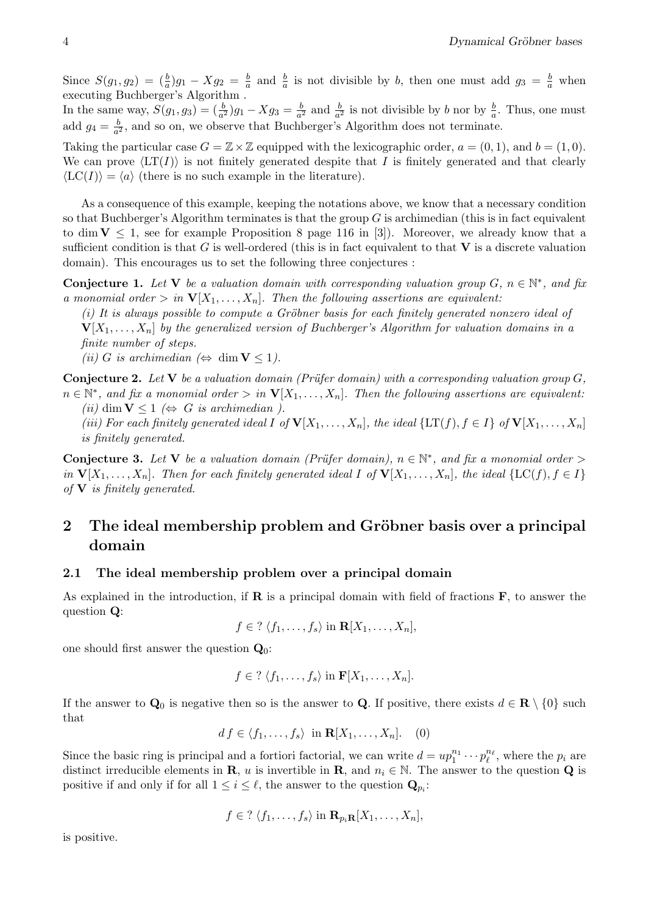Since $S(g_1, g_2) = (\frac{b}{a})g_1 - Xg_2 = \frac{b}{a}$ and $\frac{b}{a}$ is not divisible by $b$, then one must add $g_3 = \frac{b}{a}$ when executing Buchberger's Algorithm .
In the same way, $S(g_1, g_3) = (\frac{b}{a^2})g_1 - Xg_3 = \frac{b}{a^2}$ and $\frac{b}{a^2}$ is not divisible by $b$ nor by $\frac{b}{a}$. Thus, one must add $g_4 = \frac{b}{a^2}$, and so on, we observe that Buchberger's Algorithm does not terminate.

Taking the particular case $G = \mathbb{Z} \times \mathbb{Z}$ equipped with the lexicographic order, $a = (0, 1)$, and $b = (1, 0)$. We can prove $\langle \mathrm{LT}(I) \rangle$ is not finitely generated despite that $I$ is finitely generated and that clearly $\langle \mathrm{LC}(I) \rangle = \langle a \rangle$ (there is no such example in the literature).

As a consequence of this example, keeping the notations above, we know that a necessary condition so that Buchberger's Algorithm terminates is that the group $G$ is archimedian (this is in fact equivalent to $\dim \mathbf{V} \leq 1$, see for example Proposition 8 page 116 in [3]). Moreover, we already know that a sufficient condition is that $G$ is well-ordered (this is in fact equivalent to that $\mathbf{V}$ is a discrete valuation domain). This encourages us to set the following three conjectures :

**Conjecture 1.** *Let $\mathbf{V}$ be a valuation domain with corresponding valuation group $G$, $n \in \mathbb{N}^*$, and fix a monomial order $>$ in $\mathbf{V}[X_1, \ldots, X_n]$. Then the following assertions are equivalent:*

*(i) It is always possible to compute a Gröbner basis for each finitely generated nonzero ideal of $\mathbf{V}[X_1, \ldots, X_n]$ by the generalized version of Buchberger's Algorithm for valuation domains in a finite number of steps.*

*(ii) $G$ is archimedian ($\Leftrightarrow \dim \mathbf{V} \leq 1$).*

**Conjecture 2.** *Let $\mathbf{V}$ be a valuation domain (Prüfer domain) with a corresponding valuation group $G$, $n \in \mathbb{N}^*$, and fix a monomial order $>$ in $\mathbf{V}[X_1, \ldots, X_n]$. Then the following assertions are equivalent:*

*(ii) $\dim \mathbf{V} \leq 1$ ($\Leftrightarrow$ $G$ is archimedian ).*

*(iii) For each finitely generated ideal $I$ of $\mathbf{V}[X_1, \ldots, X_n]$, the ideal $\{\mathrm{LT}(f), f \in I\}$ of $\mathbf{V}[X_1, \ldots, X_n]$ is finitely generated.*

**Conjecture 3.** *Let $\mathbf{V}$ be a valuation domain (Prüfer domain), $n \in \mathbb{N}^*$, and fix a monomial order $>$ in $\mathbf{V}[X_1, \ldots, X_n]$. Then for each finitely generated ideal $I$ of $\mathbf{V}[X_1, \ldots, X_n]$, the ideal $\{\mathrm{LC}(f), f \in I\}$ of $\mathbf{V}$ is finitely generated.*

## 2 The ideal membership problem and Gröbner basis over a principal domain

### 2.1 The ideal membership problem over a principal domain

As explained in the introduction, if $\mathbf{R}$ is a principal domain with field of fractions $\mathbf{F}$, to answer the question $\mathbf{Q}$:

$$f \in ?\ \langle f_1, \ldots, f_s \rangle \text{ in } \mathbf{R}[X_1, \ldots, X_n],$$

one should first answer the question $\mathbf{Q}_0$:

$$f \in ?\ \langle f_1, \ldots, f_s \rangle \text{ in } \mathbf{F}[X_1, \ldots, X_n].$$

If the answer to $\mathbf{Q}_0$ is negative then so is the answer to $\mathbf{Q}$. If positive, there exists $d \in \mathbf{R} \setminus \{0\}$ such that

$$d\, f \in \langle f_1, \ldots, f_s \rangle \ \text{ in } \mathbf{R}[X_1, \ldots, X_n]. \quad (0)$$

Since the basic ring is principal and a fortiori factorial, we can write $d = up_1^{n_1} \cdots p_\ell^{n_\ell}$, where the $p_i$ are distinct irreducible elements in $\mathbf{R}$, $u$ is invertible in $\mathbf{R}$, and $n_i \in \mathbb{N}$. The answer to the question $\mathbf{Q}$ is positive if and only if for all $1 \leq i \leq \ell$, the answer to the question $\mathbf{Q}_{p_i}$:

$$f \in ?\ \langle f_1, \ldots, f_s \rangle \text{ in } \mathbf{R}_{p_i\mathbf{R}}[X_1, \ldots, X_n],$$

is positive.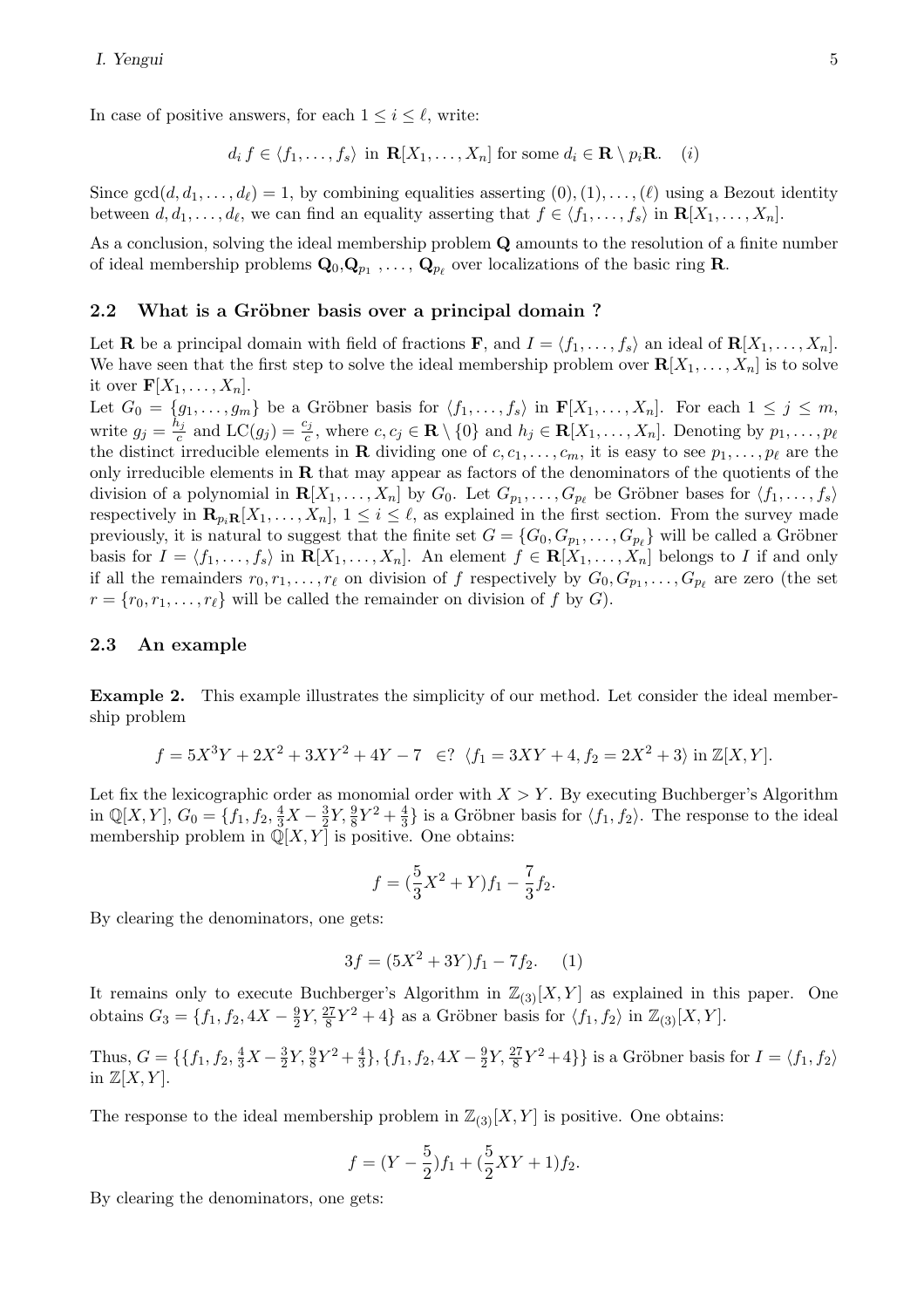In case of positive answers, for each $1 \leq i \leq \ell$, write:

$$d_i\, f \in \langle f_1, \dots, f_s \rangle \text{ in } \mathbf{R}[X_1, \dots, X_n] \text{ for some } d_i \in \mathbf{R} \setminus p_i\mathbf{R}. \quad (i)$$

Since $\gcd(d, d_1, \dots, d_\ell) = 1$, by combining equalities asserting $(0), (1), \dots, (\ell)$ using a Bezout identity between $d, d_1, \dots, d_\ell$, we can find an equality asserting that $f \in \langle f_1, \dots, f_s \rangle$ in $\mathbf{R}[X_1, \dots, X_n]$.

As a conclusion, solving the ideal membership problem $\mathbf{Q}$ amounts to the resolution of a finite number of ideal membership problems $\mathbf{Q}_0, \mathbf{Q}_{p_1}, \dots, \mathbf{Q}_{p_\ell}$ over localizations of the basic ring $\mathbf{R}$.

### 2.2 What is a Gröbner basis over a principal domain ?

Let $\mathbf{R}$ be a principal domain with field of fractions $\mathbf{F}$, and $I = \langle f_1, \dots, f_s \rangle$ an ideal of $\mathbf{R}[X_1, \dots, X_n]$. We have seen that the first step to solve the ideal membership problem over $\mathbf{R}[X_1, \dots, X_n]$ is to solve it over $\mathbf{F}[X_1, \dots, X_n]$.

Let $G_0 = \{g_1, \dots, g_m\}$ be a Gröbner basis for $\langle f_1, \dots, f_s \rangle$ in $\mathbf{F}[X_1, \dots, X_n]$. For each $1 \leq j \leq m$, write $g_j = \frac{h_j}{c}$ and $\mathrm{LC}(g_j) = \frac{c_j}{c}$, where $c, c_j \in \mathbf{R} \setminus \{0\}$ and $h_j \in \mathbf{R}[X_1, \dots, X_n]$. Denoting by $p_1, \dots, p_\ell$ the distinct irreducible elements in $\mathbf{R}$ dividing one of $c, c_1, \dots, c_m$, it is easy to see $p_1, \dots, p_\ell$ are the only irreducible elements in $\mathbf{R}$ that may appear as factors of the denominators of the quotients of the division of a polynomial in $\mathbf{R}[X_1, \dots, X_n]$ by $G_0$. Let $G_{p_1}, \dots, G_{p_\ell}$ be Gröbner bases for $\langle f_1, \dots, f_s \rangle$ respectively in $\mathbf{R}_{p_i\mathbf{R}}[X_1, \dots, X_n]$, $1 \leq i \leq \ell$, as explained in the first section. From the survey made previously, it is natural to suggest that the finite set $G = \{G_0, G_{p_1}, \dots, G_{p_\ell}\}$ will be called a Gröbner basis for $I = \langle f_1, \dots, f_s \rangle$ in $\mathbf{R}[X_1, \dots, X_n]$. An element $f \in \mathbf{R}[X_1, \dots, X_n]$ belongs to $I$ if and only if all the remainders $r_0, r_1, \dots, r_\ell$ on division of $f$ respectively by $G_0, G_{p_1}, \dots, G_{p_\ell}$ are zero (the set $r = \{r_0, r_1, \dots, r_\ell\}$ will be called the remainder on division of $f$ by $G$).

### 2.3 An example

**Example 2.** This example illustrates the simplicity of our method. Let consider the ideal membership problem

$$f = 5X^3Y + 2X^2 + 3XY^2 + 4Y - 7 \quad \in ? \ \langle f_1 = 3XY + 4, f_2 = 2X^2 + 3 \rangle \text{ in } \mathbb{Z}[X, Y].$$

Let fix the lexicographic order as monomial order with $X > Y$. By executing Buchberger's Algorithm in $\mathbb{Q}[X, Y]$, $G_0 = \{f_1, f_2, \frac{4}{3}X - \frac{3}{2}Y, \frac{9}{8}Y^2 + \frac{4}{3}\}$ is a Gröbner basis for $\langle f_1, f_2 \rangle$. The response to the ideal membership problem in $\mathbb{Q}[X, Y]$ is positive. One obtains:

$$f = (\frac{5}{3}X^2 + Y)f_1 - \frac{7}{3}f_2.$$

By clearing the denominators, one gets:

$$3f = (5X^2 + 3Y)f_1 - 7f_2. \quad (1)$$

It remains only to execute Buchberger's Algorithm in $\mathbb{Z}_{(3)}[X, Y]$ as explained in this paper. One obtains $G_3 = \{f_1, f_2, 4X - \frac{9}{2}Y, \frac{27}{8}Y^2 + 4\}$ as a Gröbner basis for $\langle f_1, f_2 \rangle$ in $\mathbb{Z}_{(3)}[X, Y]$.

Thus, $G = \{\{f_1, f_2, \frac{4}{3}X - \frac{3}{2}Y, \frac{9}{8}Y^2 + \frac{4}{3}\}, \{f_1, f_2, 4X - \frac{9}{2}Y, \frac{27}{8}Y^2 + 4\}\}$ is a Gröbner basis for $I = \langle f_1, f_2 \rangle$ in $\mathbb{Z}[X, Y]$.

The response to the ideal membership problem in $\mathbb{Z}_{(3)}[X, Y]$ is positive. One obtains:

$$f = (Y - \frac{5}{2})f_1 + (\frac{5}{2}XY + 1)f_2.$$

By clearing the denominators, one gets: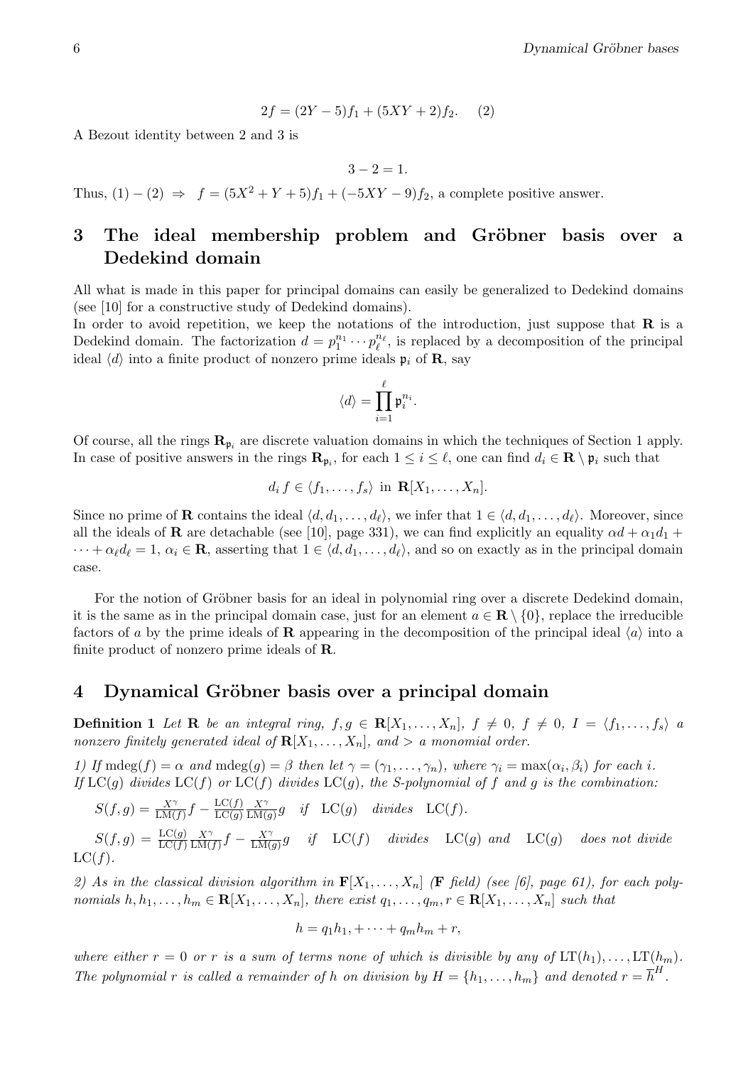$$2f = (2Y - 5)f_1 + (5XY + 2)f_2. \quad (2)$$

A Bezout identity between 2 and 3 is

$$3 - 2 = 1.$$

Thus, $(1) - (2) \Rightarrow \; f = (5X^2 + Y + 5)f_1 + (-5XY - 9)f_2$, a complete positive answer.

## 3 The ideal membership problem and Gröbner basis over a Dedekind domain

All what is made in this paper for principal domains can easily be generalized to Dedekind domains (see [10] for a constructive study of Dedekind domains).

In order to avoid repetition, we keep the notations of the introduction, just suppose that $\mathbf{R}$ is a Dedekind domain. The factorization $d = p_1^{n_1} \cdots p_\ell^{n_\ell}$, is replaced by a decomposition of the principal ideal $\langle d \rangle$ into a finite product of nonzero prime ideals $\mathfrak{p}_i$ of $\mathbf{R}$, say

$$\langle d \rangle = \prod_{i=1}^{\ell} \mathfrak{p}_i^{n_i}.$$

Of course, all the rings $\mathbf{R}_{\mathfrak{p}_i}$ are discrete valuation domains in which the techniques of Section 1 apply. In case of positive answers in the rings $\mathbf{R}_{\mathfrak{p}_i}$, for each $1 \leq i \leq \ell$, one can find $d_i \in \mathbf{R} \setminus \mathfrak{p}_i$ such that

$$d_i\, f \in \langle f_1, \ldots, f_s \rangle \text{ in } \mathbf{R}[X_1, \ldots, X_n].$$

Since no prime of $\mathbf{R}$ contains the ideal $\langle d, d_1, \ldots, d_\ell \rangle$, we infer that $1 \in \langle d, d_1, \ldots, d_\ell \rangle$. Moreover, since all the ideals of $\mathbf{R}$ are detachable (see [10], page 331), we can find explicitly an equality $\alpha d + \alpha_1 d_1 + \cdots + \alpha_\ell d_\ell = 1$, $\alpha_i \in \mathbf{R}$, asserting that $1 \in \langle d, d_1, \ldots, d_\ell \rangle$, and so on exactly as in the principal domain case.

For the notion of Gröbner basis for an ideal in polynomial ring over a discrete Dedekind domain, it is the same as in the principal domain case, just for an element $a \in \mathbf{R} \setminus \{0\}$, replace the irreducible factors of $a$ by the prime ideals of $\mathbf{R}$ appearing in the decomposition of the principal ideal $\langle a \rangle$ into a finite product of nonzero prime ideals of $\mathbf{R}$.

## 4 Dynamical Gröbner basis over a principal domain

**Definition 1** *Let $\mathbf{R}$ be an integral ring, $f, g \in \mathbf{R}[X_1, \ldots, X_n]$, $f \neq 0$, $f \neq 0$, $I = \langle f_1, \ldots, f_s \rangle$ a nonzero finitely generated ideal of $\mathbf{R}[X_1, \ldots, X_n]$, and $>$ a monomial order.*

*1) If $\mathrm{mdeg}(f) = \alpha$ and $\mathrm{mdeg}(g) = \beta$ then let $\gamma = (\gamma_1, \ldots, \gamma_n)$, where $\gamma_i = \max(\alpha_i, \beta_i)$ for each $i$.*
*If $\mathrm{LC}(g)$ divides $\mathrm{LC}(f)$ or $\mathrm{LC}(f)$ divides $\mathrm{LC}(g)$, the S-polynomial of $f$ and $g$ is the combination:*

$S(f, g) = \frac{X^\gamma}{\mathrm{LM}(f)} f - \frac{\mathrm{LC}(f)}{\mathrm{LC}(g)} \frac{X^\gamma}{\mathrm{LM}(g)} g$ *if* $\mathrm{LC}(g)$ *divides* $\mathrm{LC}(f)$.

$S(f, g) = \frac{\mathrm{LC}(g)}{\mathrm{LC}(f)} \frac{X^\gamma}{\mathrm{LM}(f)} f - \frac{X^\gamma}{\mathrm{LM}(g)} g$ *if* $\mathrm{LC}(f)$ *divides* $\mathrm{LC}(g)$ *and* $\mathrm{LC}(g)$ *does not divide* $\mathrm{LC}(f)$.

*2) As in the classical division algorithm in $\mathbf{F}[X_1, \ldots, X_n]$ ($\mathbf{F}$ field) (see [6], page 61), for each polynomials $h, h_1, \ldots, h_m \in \mathbf{R}[X_1, \ldots, X_n]$, there exist $q_1, \ldots, q_m, r \in \mathbf{R}[X_1, \ldots, X_n]$ such that*

$$h = q_1 h_1, + \cdots + q_m h_m + r,$$

*where either $r = 0$ or $r$ is a sum of terms none of which is divisible by any of $\mathrm{LT}(h_1), \ldots, \mathrm{LT}(h_m)$. The polynomial $r$ is called a remainder of $h$ on division by $H = \{h_1, \ldots, h_m\}$ and denoted $r = \overline{h}^H$.*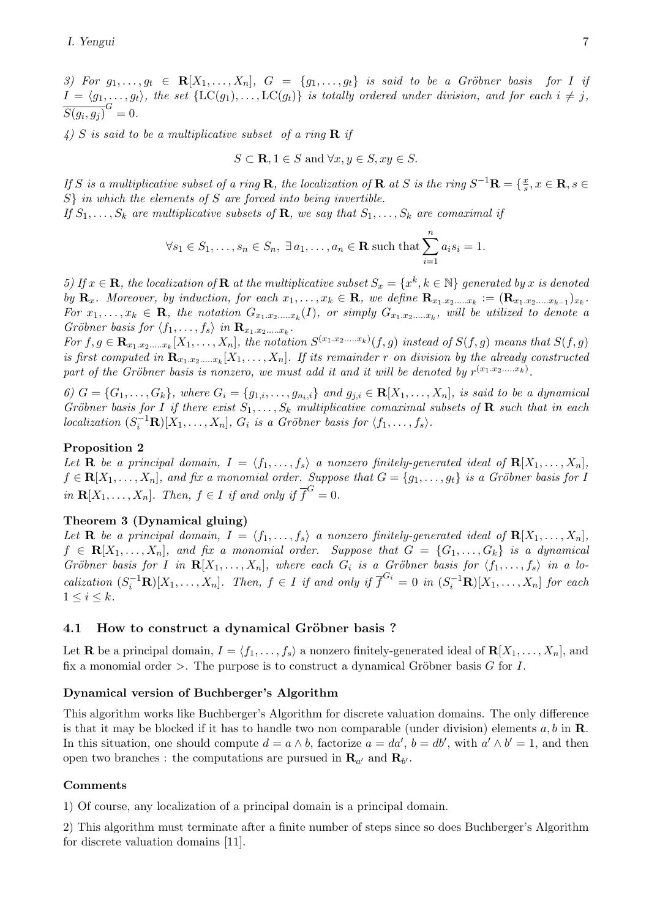*3) For $g_1, \ldots, g_t \in \mathbf{R}[X_1, \ldots, X_n]$, $G = \{g_1, \ldots, g_t\}$ is said to be a Gröbner basis for $I$ if $I = \langle g_1, \ldots, g_t \rangle$, the set $\{\mathrm{LC}(g_1), \ldots, \mathrm{LC}(g_t)\}$ is totally ordered under division, and for each $i \neq j$, $\overline{S(g_i, g_j)}^G = 0$.*

*4) $S$ is said to be a multiplicative subset of a ring $\mathbf{R}$ if*

$$S \subset \mathbf{R}, 1 \in S \text{ and } \forall x, y \in S, xy \in S.$$

*If $S$ is a multiplicative subset of a ring $\mathbf{R}$, the localization of $\mathbf{R}$ at $S$ is the ring $S^{-1}\mathbf{R} = \{\frac{x}{s}, x \in \mathbf{R}, s \in S\}$ in which the elements of $S$ are forced into being invertible.*
*If $S_1, \ldots, S_k$ are multiplicative subsets of $\mathbf{R}$, we say that $S_1, \ldots, S_k$ are comaximal if*

$$\forall s_1 \in S_1, \ldots, s_n \in S_n, \; \exists \, a_1, \ldots, a_n \in \mathbf{R} \text{ such that } \sum_{i=1}^{n} a_i s_i = 1.$$

*5) If $x \in \mathbf{R}$, the localization of $\mathbf{R}$ at the multiplicative subset $S_x = \{x^k, k \in \mathbb{N}\}$ generated by $x$ is denoted by $\mathbf{R}_x$. Moreover, by induction, for each $x_1, \ldots, x_k \in \mathbf{R}$, we define $\mathbf{R}_{x_1.x_2.\ldots.x_k} := (\mathbf{R}_{x_1.x_2.\ldots.x_{k-1}})_{x_k}$. For $x_1, \ldots, x_k \in \mathbf{R}$, the notation $G_{x_1.x_2.\ldots.x_k}(I)$, or simply $G_{x_1.x_2.\ldots.x_k}$, will be utilized to denote a Gröbner basis for $\langle f_1, \ldots, f_s \rangle$ in $\mathbf{R}_{x_1.x_2.\ldots.x_k}$.*
*For $f, g \in \mathbf{R}_{x_1.x_2.\ldots.x_k}[X_1, \ldots, X_n]$, the notation $S^{(x_1.x_2.\ldots.x_k)}(f, g)$ instead of $S(f, g)$ means that $S(f, g)$ is first computed in $\mathbf{R}_{x_1.x_2.\ldots.x_k}[X_1, \ldots, X_n]$. If its remainder $r$ on division by the already constructed part of the Gröbner basis is nonzero, we must add it and it will be denoted by $r^{(x_1.x_2.\ldots.x_k)}$.*

*6) $G = \{G_1, \ldots, G_k\}$, where $G_i = \{g_{1,i}, \ldots, g_{n_i,i}\}$ and $g_{j,i} \in \mathbf{R}[X_1, \ldots, X_n]$, is said to be a dynamical Gröbner basis for $I$ if there exist $S_1, \ldots, S_k$ multiplicative comaximal subsets of $\mathbf{R}$ such that in each localization $(S_i^{-1}\mathbf{R})[X_1, \ldots, X_n]$, $G_i$ is a Gröbner basis for $\langle f_1, \ldots, f_s \rangle$.*

**Proposition 2**
*Let $\mathbf{R}$ be a principal domain, $I = \langle f_1, \ldots, f_s \rangle$ a nonzero finitely-generated ideal of $\mathbf{R}[X_1, \ldots, X_n]$, $f \in \mathbf{R}[X_1, \ldots, X_n]$, and fix a monomial order. Suppose that $G = \{g_1, \ldots, g_t\}$ is a Gröbner basis for $I$ in $\mathbf{R}[X_1, \ldots, X_n]$. Then, $f \in I$ if and only if $\overline{f}^G = 0$.*

**Theorem 3 (Dynamical gluing)**
*Let $\mathbf{R}$ be a principal domain, $I = \langle f_1, \ldots, f_s \rangle$ a nonzero finitely-generated ideal of $\mathbf{R}[X_1, \ldots, X_n]$, $f \in \mathbf{R}[X_1, \ldots, X_n]$, and fix a monomial order. Suppose that $G = \{G_1, \ldots, G_k\}$ is a dynamical Gröbner basis for $I$ in $\mathbf{R}[X_1, \ldots, X_n]$, where each $G_i$ is a Gröbner basis for $\langle f_1, \ldots, f_s \rangle$ in a localization $(S_i^{-1}\mathbf{R})[X_1, \ldots, X_n]$. Then, $f \in I$ if and only if $\overline{f}^{G_i} = 0$ in $(S_i^{-1}\mathbf{R})[X_1, \ldots, X_n]$ for each $1 \leq i \leq k$.*

## 4.1 How to construct a dynamical Gröbner basis ?

Let $\mathbf{R}$ be a principal domain, $I = \langle f_1, \ldots, f_s \rangle$ a nonzero finitely-generated ideal of $\mathbf{R}[X_1, \ldots, X_n]$, and fix a monomial order $>$. The purpose is to construct a dynamical Gröbner basis $G$ for $I$.

**Dynamical version of Buchberger's Algorithm**

This algorithm works like Buchberger's Algorithm for discrete valuation domains. The only difference is that it may be blocked if it has to handle two non comparable (under division) elements $a, b$ in $\mathbf{R}$. In this situation, one should compute $d = a \wedge b$, factorize $a = da'$, $b = db'$, with $a' \wedge b' = 1$, and then open two branches : the computations are pursued in $\mathbf{R}_{a'}$ and $\mathbf{R}_{b'}$.

**Comments**

1) Of course, any localization of a principal domain is a principal domain.

2) This algorithm must terminate after a finite number of steps since so does Buchberger's Algorithm for discrete valuation domains [11].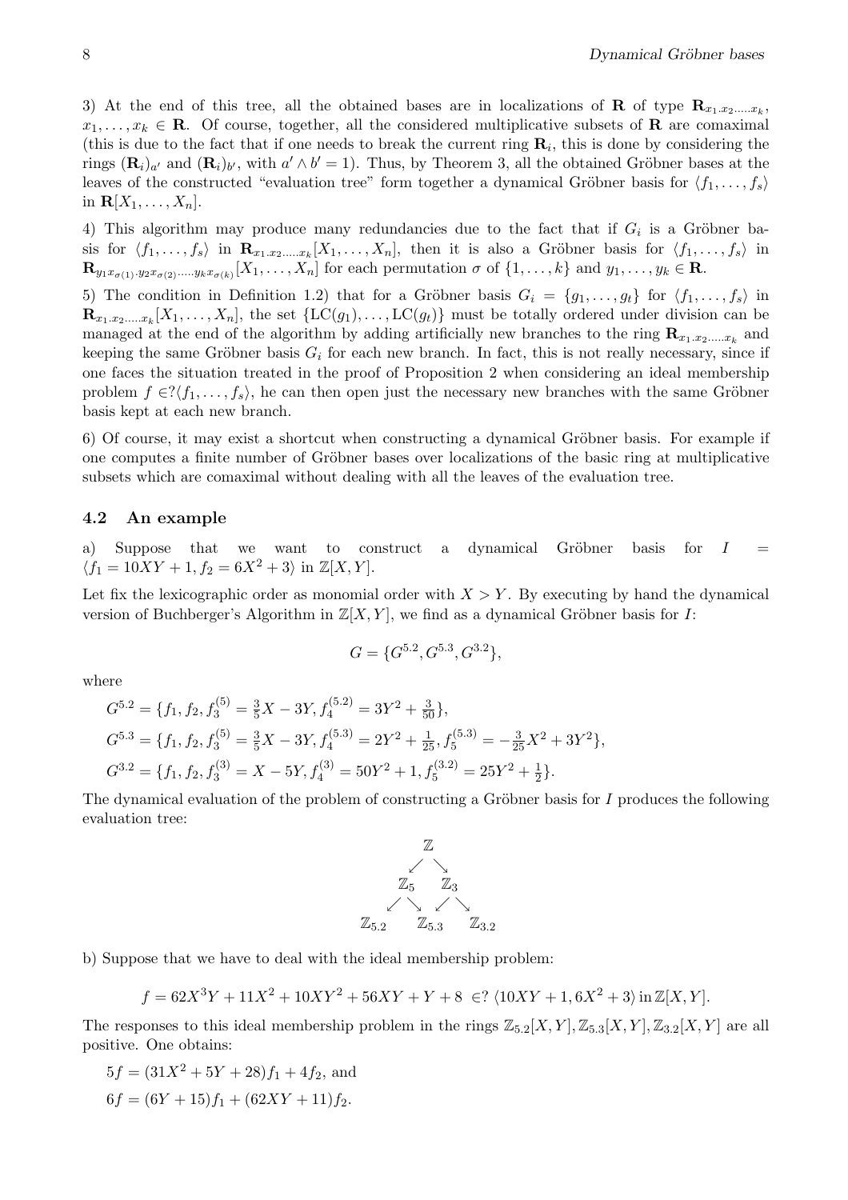3) At the end of this tree, all the obtained bases are in localizations of $\mathbf{R}$ of type $\mathbf{R}_{x_1.x_2.\ldots.x_k}$, $x_1,\ldots,x_k \in \mathbf{R}$. Of course, together, all the considered multiplicative subsets of $\mathbf{R}$ are comaximal (this is due to the fact that if one needs to break the current ring $\mathbf{R}_i$, this is done by considering the rings $(\mathbf{R}_i)_{a'}$ and $(\mathbf{R}_i)_{b'}$, with $a' \wedge b' = 1$). Thus, by Theorem 3, all the obtained Gröbner bases at the leaves of the constructed "evaluation tree" form together a dynamical Gröbner basis for $\langle f_1,\ldots,f_s\rangle$ in $\mathbf{R}[X_1,\ldots,X_n]$.

4) This algorithm may produce many redundancies due to the fact that if $G_i$ is a Gröbner basis for $\langle f_1,\ldots,f_s\rangle$ in $\mathbf{R}_{x_1.x_2.\ldots.x_k}[X_1,\ldots,X_n]$, then it is also a Gröbner basis for $\langle f_1,\ldots,f_s\rangle$ in $\mathbf{R}_{y_1x_{\sigma(1)}.y_2x_{\sigma(2)}.\ldots.y_kx_{\sigma(k)}}[X_1,\ldots,X_n]$ for each permutation $\sigma$ of $\{1,\ldots,k\}$ and $y_1,\ldots,y_k \in \mathbf{R}$.

5) The condition in Definition 1.2) that for a Gröbner basis $G_i = \{g_1,\ldots,g_t\}$ for $\langle f_1,\ldots,f_s\rangle$ in $\mathbf{R}_{x_1.x_2.\ldots.x_k}[X_1,\ldots,X_n]$, the set $\{\mathrm{LC}(g_1),\ldots,\mathrm{LC}(g_t)\}$ must be totally ordered under division can be managed at the end of the algorithm by adding artificially new branches to the ring $\mathbf{R}_{x_1.x_2.\ldots.x_k}$ and keeping the same Gröbner basis $G_i$ for each new branch. In fact, this is not really necessary, since if one faces the situation treated in the proof of Proposition 2 when considering an ideal membership problem $f \in ?\langle f_1,\ldots,f_s\rangle$, he can then open just the necessary new branches with the same Gröbner basis kept at each new branch.

6) Of course, it may exist a shortcut when constructing a dynamical Gröbner basis. For example if one computes a finite number of Gröbner bases over localizations of the basic ring at multiplicative subsets which are comaximal without dealing with all the leaves of the evaluation tree.

### 4.2 An example

a) Suppose that we want to construct a dynamical Gröbner basis for $I = \langle f_1 = 10XY+1, f_2 = 6X^2+3\rangle$ in $\mathbb{Z}[X,Y]$.

Let fix the lexicographic order as monomial order with $X > Y$. By executing by hand the dynamical version of Buchberger's Algorithm in $\mathbb{Z}[X,Y]$, we find as a dynamical Gröbner basis for $I$:

$$G = \{G^{5.2}, G^{5.3}, G^{3.2}\},$$

where

$G^{5.2} = \{f_1, f_2, f_3^{(5)} = \frac{3}{5}X - 3Y, f_4^{(5.2)} = 3Y^2 + \frac{3}{50}\}$,

$G^{5.3} = \{f_1, f_2, f_3^{(5)} = \frac{3}{5}X - 3Y, f_4^{(5.3)} = 2Y^2 + \frac{1}{25}, f_5^{(5.3)} = -\frac{3}{25}X^2 + 3Y^2\}$,

$G^{3.2} = \{f_1, f_2, f_3^{(3)} = X - 5Y, f_4^{(3)} = 50Y^2 + 1, f_5^{(3.2)} = 25Y^2 + \frac{1}{2}\}$.

The dynamical evaluation of the problem of constructing a Gröbner basis for $I$ produces the following evaluation tree:

$$\begin{array}{ccccc} & & \mathbb{Z} & & \\ & \swarrow & & \searrow & \\ & \mathbb{Z}_5 & & \mathbb{Z}_3 & \\ \swarrow & \searrow & & \swarrow & \searrow \\ \mathbb{Z}_{5.2} & & \mathbb{Z}_{5.3} & & \mathbb{Z}_{3.2} \end{array}$$

b) Suppose that we have to deal with the ideal membership problem:

$$f = 62X^3Y + 11X^2 + 10XY^2 + 56XY + Y + 8 \ \in ?\ \langle 10XY+1, 6X^2+3\rangle \text{ in } \mathbb{Z}[X,Y].$$

The responses to this ideal membership problem in the rings $\mathbb{Z}_{5.2}[X,Y], \mathbb{Z}_{5.3}[X,Y], \mathbb{Z}_{3.2}[X,Y]$ are all positive. One obtains:

$5f = (31X^2 + 5Y + 28)f_1 + 4f_2$, and

$6f = (6Y + 15)f_1 + (62XY + 11)f_2$.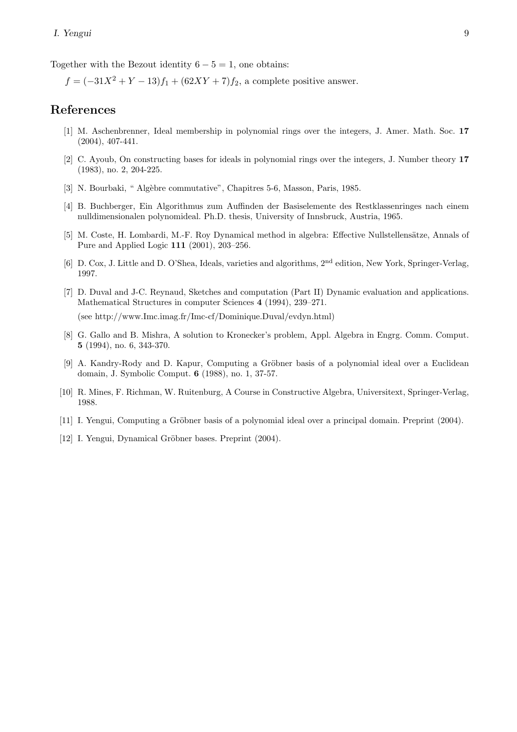Together with the Bezout identity $6 - 5 = 1$, one obtains:

$f = (-31X^2 + Y - 13)f_1 + (62XY + 7)f_2$, a complete positive answer.

## References

[1] M. Aschenbrenner, Ideal membership in polynomial rings over the integers, J. Amer. Math. Soc. **17** (2004), 407-441.

[2] C. Ayoub, On constructing bases for ideals in polynomial rings over the integers, J. Number theory **17** (1983), no. 2, 204-225.

[3] N. Bourbaki, " Algèbre commutative", Chapitres 5-6, Masson, Paris, 1985.

[4] B. Buchberger, Ein Algorithmus zum Auffinden der Basiselemente des Restklassenringes nach einem nulldimensionalen polynomideal. Ph.D. thesis, University of Innsbruck, Austria, 1965.

[5] M. Coste, H. Lombardi, M.-F. Roy Dynamical method in algebra: Effective Nullstellensätze, Annals of Pure and Applied Logic **111** (2001), 203–256.

[6] D. Cox, J. Little and D. O'Shea, Ideals, varieties and algorithms, 2nd edition, New York, Springer-Verlag, 1997.

[7] D. Duval and J-C. Reynaud, Sketches and computation (Part II) Dynamic evaluation and applications. Mathematical Structures in computer Sciences **4** (1994), 239–271.
(see http://www.Imc.imag.fr/Imc-cf/Dominique.Duval/evdyn.html)

[8] G. Gallo and B. Mishra, A solution to Kronecker's problem, Appl. Algebra in Engrg. Comm. Comput. **5** (1994), no. 6, 343-370.

[9] A. Kandry-Rody and D. Kapur, Computing a Gröbner basis of a polynomial ideal over a Euclidean domain, J. Symbolic Comput. **6** (1988), no. 1, 37-57.

[10] R. Mines, F. Richman, W. Ruitenburg, A Course in Constructive Algebra, Universitext, Springer-Verlag, 1988.

[11] I. Yengui, Computing a Gröbner basis of a polynomial ideal over a principal domain. Preprint (2004).

[12] I. Yengui, Dynamical Gröbner bases. Preprint (2004).